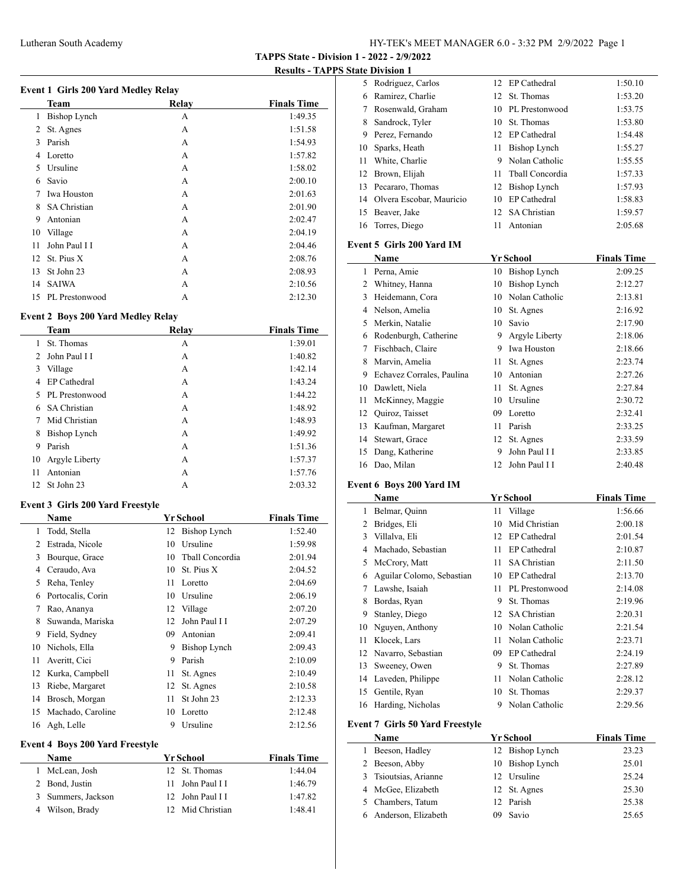**TAPPS State - Division 1 - 2022 - 2/9/2022**

**Results - TAPPS State Division 1**

### Event 1 Girls 200 Yard Medley Relay

| | Team | Relay | Finals Time |
|---|---|---|---|
| 1 | Bishop Lynch | A | 1:49.35 |
| 2 | St. Agnes | A | 1:51.58 |
| 3 | Parish | A | 1:54.93 |
| 4 | Loretto | A | 1:57.82 |
| 5 | Ursuline | A | 1:58.02 |
| 6 | Savio | A | 2:00.10 |
| 7 | Iwa Houston | A | 2:01.63 |
| 8 | SA Christian | A | 2:01.90 |
| 9 | Antonian | A | 2:02.47 |
| 10 | Village | A | 2:04.19 |
| 11 | John Paul I I | A | 2:04.46 |
| 12 | St. Pius X | A | 2:08.76 |
| 13 | St John 23 | A | 2:08.93 |
| 14 | SAIWA | A | 2:10.56 |
| 15 | PL Prestonwood | A | 2:12.30 |

### Event 2 Boys 200 Yard Medley Relay

| | Team | Relay | Finals Time |
|---|---|---|---|
| 1 | St. Thomas | A | 1:39.01 |
| 2 | John Paul I I | A | 1:40.82 |
| 3 | Village | A | 1:42.14 |
| 4 | EP Cathedral | A | 1:43.24 |
| 5 | PL Prestonwood | A | 1:44.22 |
| 6 | SA Christian | A | 1:48.92 |
| 7 | Mid Christian | A | 1:48.93 |
| 8 | Bishop Lynch | A | 1:49.92 |
| 9 | Parish | A | 1:51.36 |
| 10 | Argyle Liberty | A | 1:57.37 |
| 11 | Antonian | A | 1:57.76 |
| 12 | St John 23 | A | 2:03.32 |

### Event 3 Girls 200 Yard Freestyle

| | Name | Yr | School | Finals Time |
|---|---|---|---|---|
| 1 | Todd, Stella | 12 | Bishop Lynch | 1:52.40 |
| 2 | Estrada, Nicole | 10 | Ursuline | 1:59.98 |
| 3 | Bourque, Grace | 10 | Tball Concordia | 2:01.94 |
| 4 | Ceraudo, Ava | 10 | St. Pius X | 2:04.52 |
| 5 | Reha, Tenley | 11 | Loretto | 2:04.69 |
| 6 | Portocalis, Corin | 10 | Ursuline | 2:06.19 |
| 7 | Rao, Ananya | 12 | Village | 2:07.20 |
| 8 | Suwanda, Mariska | 12 | John Paul I I | 2:07.29 |
| 9 | Field, Sydney | 09 | Antonian | 2:09.41 |
| 10 | Nichols, Ella | 9 | Bishop Lynch | 2:09.43 |
| 11 | Averitt, Cici | 9 | Parish | 2:10.09 |
| 12 | Kurka, Campbell | 11 | St. Agnes | 2:10.49 |
| 13 | Riebe, Margaret | 12 | St. Agnes | 2:10.58 |
| 14 | Brosch, Morgan | 11 | St John 23 | 2:12.33 |
| 15 | Machado, Caroline | 10 | Loretto | 2:12.48 |
| 16 | Agh, Lelle | 9 | Ursuline | 2:12.56 |

### Event 4 Boys 200 Yard Freestyle

| | Name | Yr | School | Finals Time |
|---|---|---|---|---|
| 1 | McLean, Josh | 12 | St. Thomas | 1:44.04 |
| 2 | Bond, Justin | 11 | John Paul I I | 1:46.79 |
| 3 | Summers, Jackson | 12 | John Paul I I | 1:47.82 |
| 4 | Wilson, Brady | 12 | Mid Christian | 1:48.41 |
| 5 | Rodriguez, Carlos | 12 | EP Cathedral | 1:50.10 |
| 6 | Ramirez, Charlie | 12 | St. Thomas | 1:53.20 |
| 7 | Rosenwald, Graham | 10 | PL Prestonwood | 1:53.75 |
| 8 | Sandrock, Tyler | 10 | St. Thomas | 1:53.80 |
| 9 | Perez, Fernando | 12 | EP Cathedral | 1:54.48 |
| 10 | Sparks, Heath | 11 | Bishop Lynch | 1:55.27 |
| 11 | White, Charlie | 9 | Nolan Catholic | 1:55.55 |
| 12 | Brown, Elijah | 11 | Tball Concordia | 1:57.33 |
| 13 | Pecararo, Thomas | 12 | Bishop Lynch | 1:57.93 |
| 14 | Olvera Escobar, Mauricio | 10 | EP Cathedral | 1:58.83 |
| 15 | Beaver, Jake | 12 | SA Christian | 1:59.57 |
| 16 | Torres, Diego | 11 | Antonian | 2:05.68 |

### Event 5 Girls 200 Yard IM

| | Name | Yr | School | Finals Time |
|---|---|---|---|---|
| 1 | Perna, Amie | 10 | Bishop Lynch | 2:09.25 |
| 2 | Whitney, Hanna | 10 | Bishop Lynch | 2:12.27 |
| 3 | Heidemann, Cora | 10 | Nolan Catholic | 2:13.81 |
| 4 | Nelson, Amelia | 10 | St. Agnes | 2:16.92 |
| 5 | Merkin, Natalie | 10 | Savio | 2:17.90 |
| 6 | Rodenburgh, Catherine | 9 | Argyle Liberty | 2:18.06 |
| 7 | Fischbach, Claire | 9 | Iwa Houston | 2:18.66 |
| 8 | Marvin, Amelia | 11 | St. Agnes | 2:23.74 |
| 9 | Echavez Corrales, Paulina | 10 | Antonian | 2:27.26 |
| 10 | Dawlett, Niela | 11 | St. Agnes | 2:27.84 |
| 11 | McKinney, Maggie | 10 | Ursuline | 2:30.72 |
| 12 | Quiroz, Taisset | 09 | Loretto | 2:32.41 |
| 13 | Kaufman, Margaret | 11 | Parish | 2:33.25 |
| 14 | Stewart, Grace | 12 | St. Agnes | 2:33.59 |
| 15 | Dang, Katherine | 9 | John Paul I I | 2:33.85 |
| 16 | Dao, Milan | 12 | John Paul I I | 2:40.48 |

### Event 6 Boys 200 Yard IM

| | Name | Yr | School | Finals Time |
|---|---|---|---|---|
| 1 | Belmar, Quinn | 11 | Village | 1:56.66 |
| 2 | Bridges, Eli | 10 | Mid Christian | 2:00.18 |
| 3 | Villalva, Eli | 12 | EP Cathedral | 2:01.54 |
| 4 | Machado, Sebastian | 11 | EP Cathedral | 2:10.87 |
| 5 | McCrory, Matt | 11 | SA Christian | 2:11.50 |
| 6 | Aguilar Colomo, Sebastian | 10 | EP Cathedral | 2:13.70 |
| 7 | Lawshe, Isaiah | 11 | PL Prestonwood | 2:14.08 |
| 8 | Bordas, Ryan | 9 | St. Thomas | 2:19.96 |
| 9 | Stanley, Diego | 12 | SA Christian | 2:20.31 |
| 10 | Nguyen, Anthony | 10 | Nolan Catholic | 2:21.54 |
| 11 | Klocek, Lars | 11 | Nolan Catholic | 2:23.71 |
| 12 | Navarro, Sebastian | 09 | EP Cathedral | 2:24.19 |
| 13 | Sweeney, Owen | 9 | St. Thomas | 2:27.89 |
| 14 | Laveden, Philippe | 11 | Nolan Catholic | 2:28.12 |
| 15 | Gentile, Ryan | 10 | St. Thomas | 2:29.37 |
| 16 | Harding, Nicholas | 9 | Nolan Catholic | 2:29.56 |

### Event 7 Girls 50 Yard Freestyle

| | Name | Yr | School | Finals Time |
|---|---|---|---|---|
| 1 | Beeson, Hadley | 12 | Bishop Lynch | 23.23 |
| 2 | Beeson, Abby | 10 | Bishop Lynch | 25.01 |
| 3 | Tsioutsias, Arianne | 12 | Ursuline | 25.24 |
| 4 | McGee, Elizabeth | 12 | St. Agnes | 25.30 |
| 5 | Chambers, Tatum | 12 | Parish | 25.38 |
| 6 | Anderson, Elizabeth | 09 | Savio | 25.65 |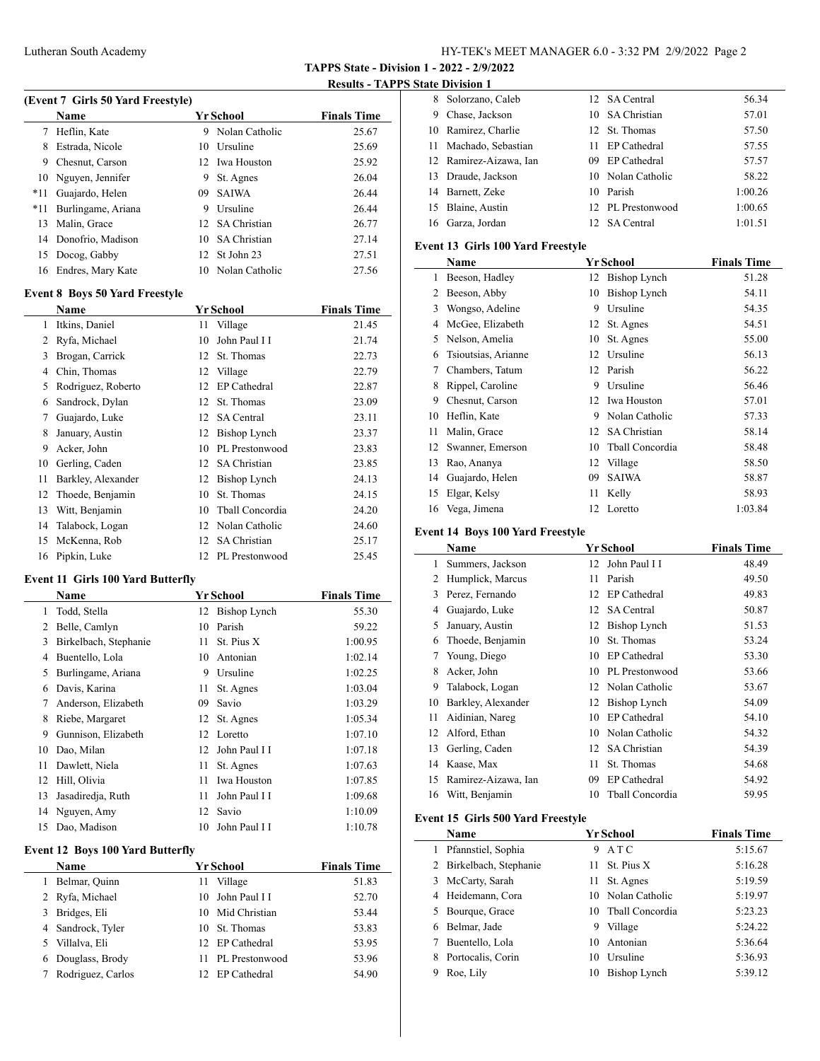**TAPPS State - Division 1 - 2022 - 2/9/2022**

**Results - TAPPS State Division 1**

### (Event 7 Girls 50 Yard Freestyle)

| | Name | Yr | School | Finals Time |
|---|---|---|---|---|
| 7 | Heflin, Kate | 9 | Nolan Catholic | 25.67 |
| 8 | Estrada, Nicole | 10 | Ursuline | 25.69 |
| 9 | Chesnut, Carson | 12 | Iwa Houston | 25.92 |
| 10 | Nguyen, Jennifer | 9 | St. Agnes | 26.04 |
| *11 | Guajardo, Helen | 09 | SAIWA | 26.44 |
| *11 | Burlingame, Ariana | 9 | Ursuline | 26.44 |
| 13 | Malin, Grace | 12 | SA Christian | 26.77 |
| 14 | Donofrio, Madison | 10 | SA Christian | 27.14 |
| 15 | Docog, Gabby | 12 | St John 23 | 27.51 |
| 16 | Endres, Mary Kate | 10 | Nolan Catholic | 27.56 |

### Event 8 Boys 50 Yard Freestyle

| | Name | Yr | School | Finals Time |
|---|---|---|---|---|
| 1 | Itkins, Daniel | 11 | Village | 21.45 |
| 2 | Ryfa, Michael | 10 | John Paul I I | 21.74 |
| 3 | Brogan, Carrick | 12 | St. Thomas | 22.73 |
| 4 | Chin, Thomas | 12 | Village | 22.79 |
| 5 | Rodriguez, Roberto | 12 | EP Cathedral | 22.87 |
| 6 | Sandrock, Dylan | 12 | St. Thomas | 23.09 |
| 7 | Guajardo, Luke | 12 | SA Central | 23.11 |
| 8 | January, Austin | 12 | Bishop Lynch | 23.37 |
| 9 | Acker, John | 10 | PL Prestonwood | 23.83 |
| 10 | Gerling, Caden | 12 | SA Christian | 23.85 |
| 11 | Barkley, Alexander | 12 | Bishop Lynch | 24.13 |
| 12 | Thoede, Benjamin | 10 | St. Thomas | 24.15 |
| 13 | Witt, Benjamin | 10 | Tball Concordia | 24.20 |
| 14 | Talabock, Logan | 12 | Nolan Catholic | 24.60 |
| 15 | McKenna, Rob | 12 | SA Christian | 25.17 |
| 16 | Pipkin, Luke | 12 | PL Prestonwood | 25.45 |

### Event 11 Girls 100 Yard Butterfly

| | Name | Yr | School | Finals Time |
|---|---|---|---|---|
| 1 | Todd, Stella | 12 | Bishop Lynch | 55.30 |
| 2 | Belle, Camlyn | 10 | Parish | 59.22 |
| 3 | Birkelbach, Stephanie | 11 | St. Pius X | 1:00.95 |
| 4 | Buentello, Lola | 10 | Antonian | 1:02.14 |
| 5 | Burlingame, Ariana | 9 | Ursuline | 1:02.25 |
| 6 | Davis, Karina | 11 | St. Agnes | 1:03.04 |
| 7 | Anderson, Elizabeth | 09 | Savio | 1:03.29 |
| 8 | Riebe, Margaret | 12 | St. Agnes | 1:05.34 |
| 9 | Gunnison, Elizabeth | 12 | Loretto | 1:07.10 |
| 10 | Dao, Milan | 12 | John Paul I I | 1:07.18 |
| 11 | Dawlett, Niela | 11 | St. Agnes | 1:07.63 |
| 12 | Hill, Olivia | 11 | Iwa Houston | 1:07.85 |
| 13 | Jasadiredja, Ruth | 11 | John Paul I I | 1:09.68 |
| 14 | Nguyen, Amy | 12 | Savio | 1:10.09 |
| 15 | Dao, Madison | 10 | John Paul I I | 1:10.78 |

### Event 12 Boys 100 Yard Butterfly

| | Name | Yr | School | Finals Time |
|---|---|---|---|---|
| 1 | Belmar, Quinn | 11 | Village | 51.83 |
| 2 | Ryfa, Michael | 10 | John Paul I I | 52.70 |
| 3 | Bridges, Eli | 10 | Mid Christian | 53.44 |
| 4 | Sandrock, Tyler | 10 | St. Thomas | 53.83 |
| 5 | Villalva, Eli | 12 | EP Cathedral | 53.95 |
| 6 | Douglass, Brody | 11 | PL Prestonwood | 53.96 |
| 7 | Rodriguez, Carlos | 12 | EP Cathedral | 54.90 |
| 8 | Solorzano, Caleb | 12 | SA Central | 56.34 |
| 9 | Chase, Jackson | 10 | SA Christian | 57.01 |
| 10 | Ramirez, Charlie | 12 | St. Thomas | 57.50 |
| 11 | Machado, Sebastian | 11 | EP Cathedral | 57.55 |
| 12 | Ramirez-Aizawa, Ian | 09 | EP Cathedral | 57.57 |
| 13 | Draude, Jackson | 10 | Nolan Catholic | 58.22 |
| 14 | Barnett, Zeke | 10 | Parish | 1:00.26 |
| 15 | Blaine, Austin | 12 | PL Prestonwood | 1:00.65 |
| 16 | Garza, Jordan | 12 | SA Central | 1:01.51 |

### Event 13 Girls 100 Yard Freestyle

| | Name | Yr | School | Finals Time |
|---|---|---|---|---|
| 1 | Beeson, Hadley | 12 | Bishop Lynch | 51.28 |
| 2 | Beeson, Abby | 10 | Bishop Lynch | 54.11 |
| 3 | Wongso, Adeline | 9 | Ursuline | 54.35 |
| 4 | McGee, Elizabeth | 12 | St. Agnes | 54.51 |
| 5 | Nelson, Amelia | 10 | St. Agnes | 55.00 |
| 6 | Tsioutsias, Arianne | 12 | Ursuline | 56.13 |
| 7 | Chambers, Tatum | 12 | Parish | 56.22 |
| 8 | Rippel, Caroline | 9 | Ursuline | 56.46 |
| 9 | Chesnut, Carson | 12 | Iwa Houston | 57.01 |
| 10 | Heflin, Kate | 9 | Nolan Catholic | 57.33 |
| 11 | Malin, Grace | 12 | SA Christian | 58.14 |
| 12 | Swanner, Emerson | 10 | Tball Concordia | 58.48 |
| 13 | Rao, Ananya | 12 | Village | 58.50 |
| 14 | Guajardo, Helen | 09 | SAIWA | 58.87 |
| 15 | Elgar, Kelsy | 11 | Kelly | 58.93 |
| 16 | Vega, Jimena | 12 | Loretto | 1:03.84 |

### Event 14 Boys 100 Yard Freestyle

| | Name | Yr | School | Finals Time |
|---|---|---|---|---|
| 1 | Summers, Jackson | 12 | John Paul I I | 48.49 |
| 2 | Humplick, Marcus | 11 | Parish | 49.50 |
| 3 | Perez, Fernando | 12 | EP Cathedral | 49.83 |
| 4 | Guajardo, Luke | 12 | SA Central | 50.87 |
| 5 | January, Austin | 12 | Bishop Lynch | 51.53 |
| 6 | Thoede, Benjamin | 10 | St. Thomas | 53.24 |
| 7 | Young, Diego | 10 | EP Cathedral | 53.30 |
| 8 | Acker, John | 10 | PL Prestonwood | 53.66 |
| 9 | Talabock, Logan | 12 | Nolan Catholic | 53.67 |
| 10 | Barkley, Alexander | 12 | Bishop Lynch | 54.09 |
| 11 | Aidinian, Nareg | 10 | EP Cathedral | 54.10 |
| 12 | Alford, Ethan | 10 | Nolan Catholic | 54.32 |
| 13 | Gerling, Caden | 12 | SA Christian | 54.39 |
| 14 | Kaase, Max | 11 | St. Thomas | 54.68 |
| 15 | Ramirez-Aizawa, Ian | 09 | EP Cathedral | 54.92 |
| 16 | Witt, Benjamin | 10 | Tball Concordia | 59.95 |

### Event 15 Girls 500 Yard Freestyle

| | Name | Yr | School | Finals Time |
|---|---|---|---|---|
| 1 | Pfannstiel, Sophia | 9 | A T C | 5:15.67 |
| 2 | Birkelbach, Stephanie | 11 | St. Pius X | 5:16.28 |
| 3 | McCarty, Sarah | 11 | St. Agnes | 5:19.59 |
| 4 | Heidemann, Cora | 10 | Nolan Catholic | 5:19.97 |
| 5 | Bourque, Grace | 10 | Tball Concordia | 5:23.23 |
| 6 | Belmar, Jade | 9 | Village | 5:24.22 |
| 7 | Buentello, Lola | 10 | Antonian | 5:36.64 |
| 8 | Portocalis, Corin | 10 | Ursuline | 5:36.93 |
| 9 | Roe, Lily | 10 | Bishop Lynch | 5:39.12 |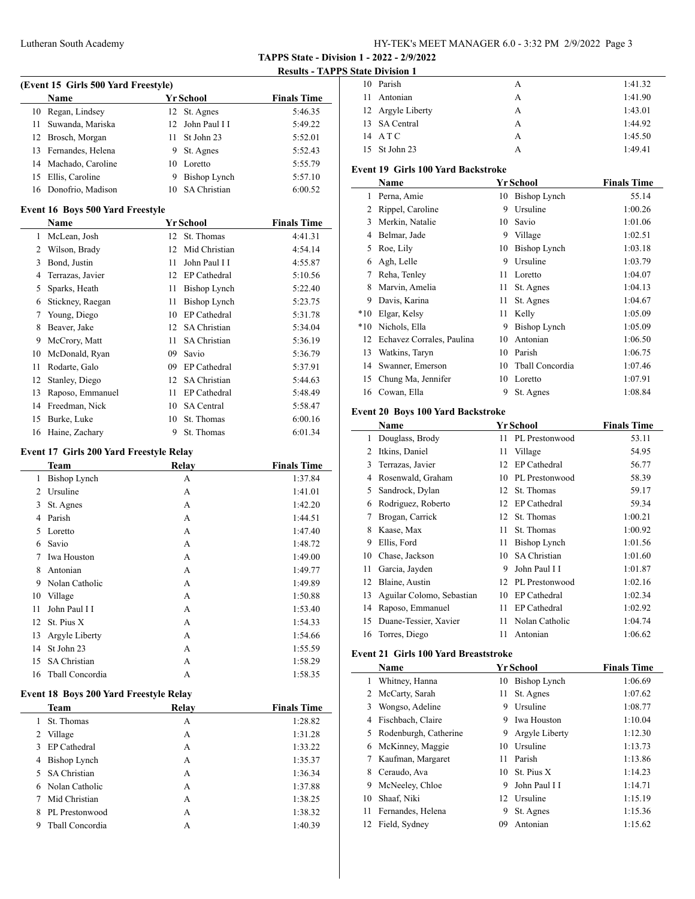**TAPPS State - Division 1 - 2022 - 2/9/2022**

**Results - TAPPS State Division 1**

### (Event 15 Girls 500 Yard Freestyle)

| | Name | Yr | School | Finals Time |
|---|---|---|---|---|
| 10 | Regan, Lindsey | 12 | St. Agnes | 5:46.35 |
| 11 | Suwanda, Mariska | 12 | John Paul I I | 5:49.22 |
| 12 | Brosch, Morgan | 11 | St John 23 | 5:52.01 |
| 13 | Fernandes, Helena | 9 | St. Agnes | 5:52.43 |
| 14 | Machado, Caroline | 10 | Loretto | 5:55.79 |
| 15 | Ellis, Caroline | 9 | Bishop Lynch | 5:57.10 |
| 16 | Donofrio, Madison | 10 | SA Christian | 6:00.52 |

### Event 16 Boys 500 Yard Freestyle

| | Name | Yr | School | Finals Time |
|---|---|---|---|---|
| 1 | McLean, Josh | 12 | St. Thomas | 4:41.31 |
| 2 | Wilson, Brady | 12 | Mid Christian | 4:54.14 |
| 3 | Bond, Justin | 11 | John Paul I I | 4:55.87 |
| 4 | Terrazas, Javier | 12 | EP Cathedral | 5:10.56 |
| 5 | Sparks, Heath | 11 | Bishop Lynch | 5:22.40 |
| 6 | Stickney, Raegan | 11 | Bishop Lynch | 5:23.75 |
| 7 | Young, Diego | 10 | EP Cathedral | 5:31.78 |
| 8 | Beaver, Jake | 12 | SA Christian | 5:34.04 |
| 9 | McCrory, Matt | 11 | SA Christian | 5:36.19 |
| 10 | McDonald, Ryan | 09 | Savio | 5:36.79 |
| 11 | Rodarte, Galo | 09 | EP Cathedral | 5:37.91 |
| 12 | Stanley, Diego | 12 | SA Christian | 5:44.63 |
| 13 | Raposo, Emmanuel | 11 | EP Cathedral | 5:48.49 |
| 14 | Freedman, Nick | 10 | SA Central | 5:58.47 |
| 15 | Burke, Luke | 10 | St. Thomas | 6:00.16 |
| 16 | Haine, Zachary | 9 | St. Thomas | 6:01.34 |

### Event 17 Girls 200 Yard Freestyle Relay

| | Team | Relay | Finals Time |
|---|---|---|---|
| 1 | Bishop Lynch | A | 1:37.84 |
| 2 | Ursuline | A | 1:41.01 |
| 3 | St. Agnes | A | 1:42.20 |
| 4 | Parish | A | 1:44.51 |
| 5 | Loretto | A | 1:47.40 |
| 6 | Savio | A | 1:48.72 |
| 7 | Iwa Houston | A | 1:49.00 |
| 8 | Antonian | A | 1:49.77 |
| 9 | Nolan Catholic | A | 1:49.89 |
| 10 | Village | A | 1:50.88 |
| 11 | John Paul I I | A | 1:53.40 |
| 12 | St. Pius X | A | 1:54.33 |
| 13 | Argyle Liberty | A | 1:54.66 |
| 14 | St John 23 | A | 1:55.59 |
| 15 | SA Christian | A | 1:58.29 |
| 16 | Tball Concordia | A | 1:58.35 |

### Event 18 Boys 200 Yard Freestyle Relay

| | Team | Relay | Finals Time |
|---|---|---|---|
| 1 | St. Thomas | A | 1:28.82 |
| 2 | Village | A | 1:31.28 |
| 3 | EP Cathedral | A | 1:33.22 |
| 4 | Bishop Lynch | A | 1:35.37 |
| 5 | SA Christian | A | 1:36.34 |
| 6 | Nolan Catholic | A | 1:37.88 |
| 7 | Mid Christian | A | 1:38.25 |
| 8 | PL Prestonwood | A | 1:38.32 |
| 9 | Tball Concordia | A | 1:40.39 |
| 10 | Parish | A | 1:41.32 |
| 11 | Antonian | A | 1:41.90 |
| 12 | Argyle Liberty | A | 1:43.01 |
| 13 | SA Central | A | 1:44.92 |
| 14 | A T C | A | 1:45.50 |
| 15 | St John 23 | A | 1:49.41 |

### Event 19 Girls 100 Yard Backstroke

| | Name | Yr | School | Finals Time |
|---|---|---|---|---|
| 1 | Perna, Amie | 10 | Bishop Lynch | 55.14 |
| 2 | Rippel, Caroline | 9 | Ursuline | 1:00.26 |
| 3 | Merkin, Natalie | 10 | Savio | 1:01.06 |
| 4 | Belmar, Jade | 9 | Village | 1:02.51 |
| 5 | Roe, Lily | 10 | Bishop Lynch | 1:03.18 |
| 6 | Agh, Lelle | 9 | Ursuline | 1:03.79 |
| 7 | Reha, Tenley | 11 | Loretto | 1:04.07 |
| 8 | Marvin, Amelia | 11 | St. Agnes | 1:04.13 |
| 9 | Davis, Karina | 11 | St. Agnes | 1:04.67 |
| *10 | Elgar, Kelsy | 11 | Kelly | 1:05.09 |
| *10 | Nichols, Ella | 9 | Bishop Lynch | 1:05.09 |
| 12 | Echavez Corrales, Paulina | 10 | Antonian | 1:06.50 |
| 13 | Watkins, Taryn | 10 | Parish | 1:06.75 |
| 14 | Swanner, Emerson | 10 | Tball Concordia | 1:07.46 |
| 15 | Chung Ma, Jennifer | 10 | Loretto | 1:07.91 |
| 16 | Cowan, Ella | 9 | St. Agnes | 1:08.84 |

### Event 20 Boys 100 Yard Backstroke

| | Name | Yr | School | Finals Time |
|---|---|---|---|---|
| 1 | Douglass, Brody | 11 | PL Prestonwood | 53.11 |
| 2 | Itkins, Daniel | 11 | Village | 54.95 |
| 3 | Terrazas, Javier | 12 | EP Cathedral | 56.77 |
| 4 | Rosenwald, Graham | 10 | PL Prestonwood | 58.39 |
| 5 | Sandrock, Dylan | 12 | St. Thomas | 59.17 |
| 6 | Rodriguez, Roberto | 12 | EP Cathedral | 59.34 |
| 7 | Brogan, Carrick | 12 | St. Thomas | 1:00.21 |
| 8 | Kaase, Max | 11 | St. Thomas | 1:00.92 |
| 9 | Ellis, Ford | 11 | Bishop Lynch | 1:01.56 |
| 10 | Chase, Jackson | 10 | SA Christian | 1:01.60 |
| 11 | Garcia, Jayden | 9 | John Paul I I | 1:01.87 |
| 12 | Blaine, Austin | 12 | PL Prestonwood | 1:02.16 |
| 13 | Aguilar Colomo, Sebastian | 10 | EP Cathedral | 1:02.34 |
| 14 | Raposo, Emmanuel | 11 | EP Cathedral | 1:02.92 |
| 15 | Duane-Tessier, Xavier | 11 | Nolan Catholic | 1:04.74 |
| 16 | Torres, Diego | 11 | Antonian | 1:06.62 |

### Event 21 Girls 100 Yard Breaststroke

| | Name | Yr | School | Finals Time |
|---|---|---|---|---|
| 1 | Whitney, Hanna | 10 | Bishop Lynch | 1:06.69 |
| 2 | McCarty, Sarah | 11 | St. Agnes | 1:07.62 |
| 3 | Wongso, Adeline | 9 | Ursuline | 1:08.77 |
| 4 | Fischbach, Claire | 9 | Iwa Houston | 1:10.04 |
| 5 | Rodenburgh, Catherine | 9 | Argyle Liberty | 1:12.30 |
| 6 | McKinney, Maggie | 10 | Ursuline | 1:13.73 |
| 7 | Kaufman, Margaret | 11 | Parish | 1:13.86 |
| 8 | Ceraudo, Ava | 10 | St. Pius X | 1:14.23 |
| 9 | McNeeley, Chloe | 9 | John Paul I I | 1:14.71 |
| 10 | Shaaf, Niki | 12 | Ursuline | 1:15.19 |
| 11 | Fernandes, Helena | 9 | St. Agnes | 1:15.36 |
| 12 | Field, Sydney | 09 | Antonian | 1:15.62 |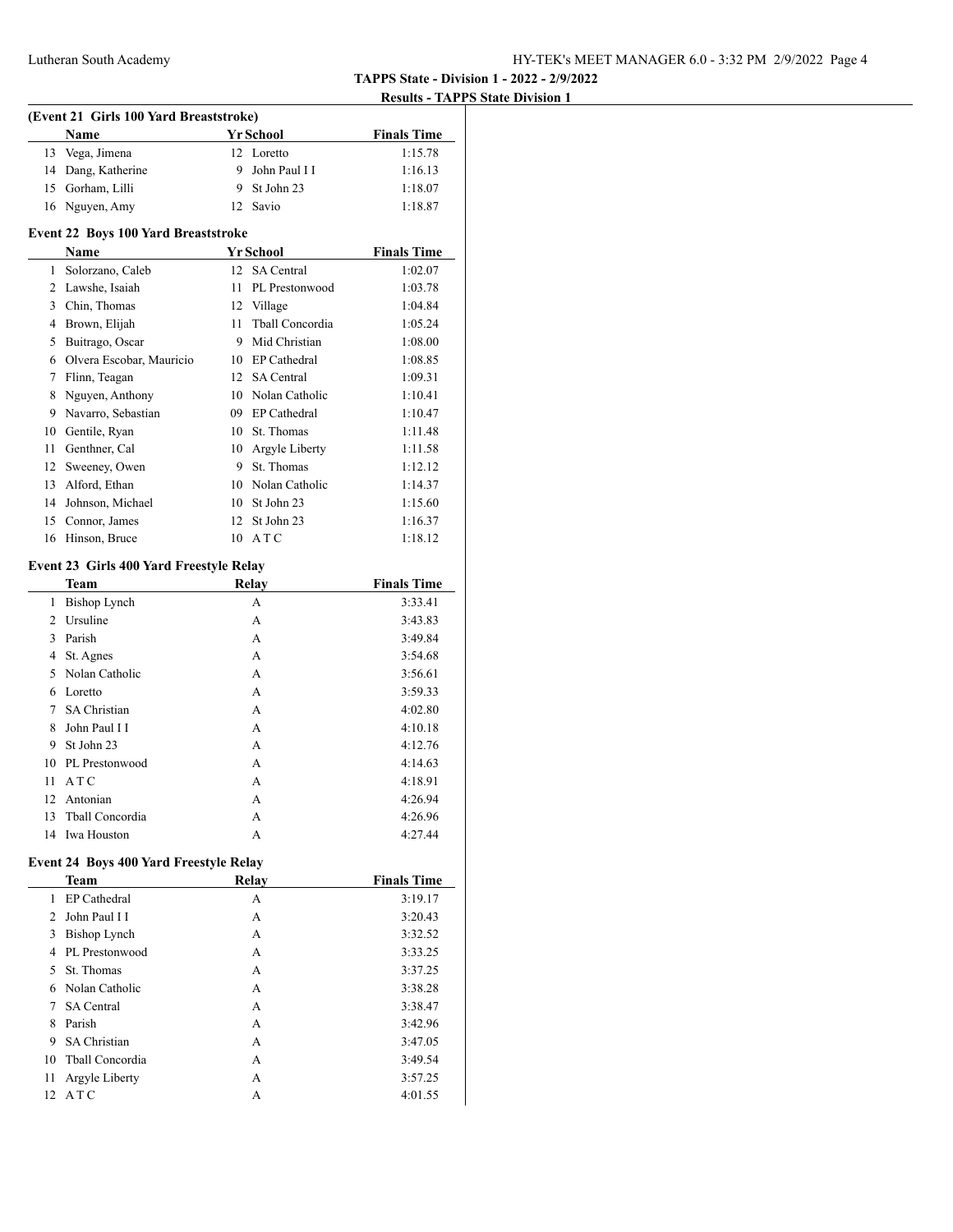(Event 21 Girls 100 Yard Breaststroke)

| | Name | Yr | School | Finals Time |
|---|---|---|---|---|
| 13 | Vega, Jimena | 12 | Loretto | 1:15.78 |
| 14 | Dang, Katherine | 9 | John Paul I I | 1:16.13 |
| 15 | Gorham, Lilli | 9 | St John 23 | 1:18.07 |
| 16 | Nguyen, Amy | 12 | Savio | 1:18.87 |

## Event 22 Boys 100 Yard Breaststroke

| | Name | Yr | School | Finals Time |
|---|---|---|---|---|
| 1 | Solorzano, Caleb | 12 | SA Central | 1:02.07 |
| 2 | Lawshe, Isaiah | 11 | PL Prestonwood | 1:03.78 |
| 3 | Chin, Thomas | 12 | Village | 1:04.84 |
| 4 | Brown, Elijah | 11 | Tball Concordia | 1:05.24 |
| 5 | Buitrago, Oscar | 9 | Mid Christian | 1:08.00 |
| 6 | Olvera Escobar, Mauricio | 10 | EP Cathedral | 1:08.85 |
| 7 | Flinn, Teagan | 12 | SA Central | 1:09.31 |
| 8 | Nguyen, Anthony | 10 | Nolan Catholic | 1:10.41 |
| 9 | Navarro, Sebastian | 09 | EP Cathedral | 1:10.47 |
| 10 | Gentile, Ryan | 10 | St. Thomas | 1:11.48 |
| 11 | Genthner, Cal | 10 | Argyle Liberty | 1:11.58 |
| 12 | Sweeney, Owen | 9 | St. Thomas | 1:12.12 |
| 13 | Alford, Ethan | 10 | Nolan Catholic | 1:14.37 |
| 14 | Johnson, Michael | 10 | St John 23 | 1:15.60 |
| 15 | Connor, James | 12 | St John 23 | 1:16.37 |
| 16 | Hinson, Bruce | 10 | A T C | 1:18.12 |

## Event 23 Girls 400 Yard Freestyle Relay

| | Team | Relay | Finals Time |
|---|---|---|---|
| 1 | Bishop Lynch | A | 3:33.41 |
| 2 | Ursuline | A | 3:43.83 |
| 3 | Parish | A | 3:49.84 |
| 4 | St. Agnes | A | 3:54.68 |
| 5 | Nolan Catholic | A | 3:56.61 |
| 6 | Loretto | A | 3:59.33 |
| 7 | SA Christian | A | 4:02.80 |
| 8 | John Paul I I | A | 4:10.18 |
| 9 | St John 23 | A | 4:12.76 |
| 10 | PL Prestonwood | A | 4:14.63 |
| 11 | A T C | A | 4:18.91 |
| 12 | Antonian | A | 4:26.94 |
| 13 | Tball Concordia | A | 4:26.96 |
| 14 | Iwa Houston | A | 4:27.44 |

## Event 24 Boys 400 Yard Freestyle Relay

| | Team | Relay | Finals Time |
|---|---|---|---|
| 1 | EP Cathedral | A | 3:19.17 |
| 2 | John Paul I I | A | 3:20.43 |
| 3 | Bishop Lynch | A | 3:32.52 |
| 4 | PL Prestonwood | A | 3:33.25 |
| 5 | St. Thomas | A | 3:37.25 |
| 6 | Nolan Catholic | A | 3:38.28 |
| 7 | SA Central | A | 3:38.47 |
| 8 | Parish | A | 3:42.96 |
| 9 | SA Christian | A | 3:47.05 |
| 10 | Tball Concordia | A | 3:49.54 |
| 11 | Argyle Liberty | A | 3:57.25 |
| 12 | A T C | A | 4:01.55 |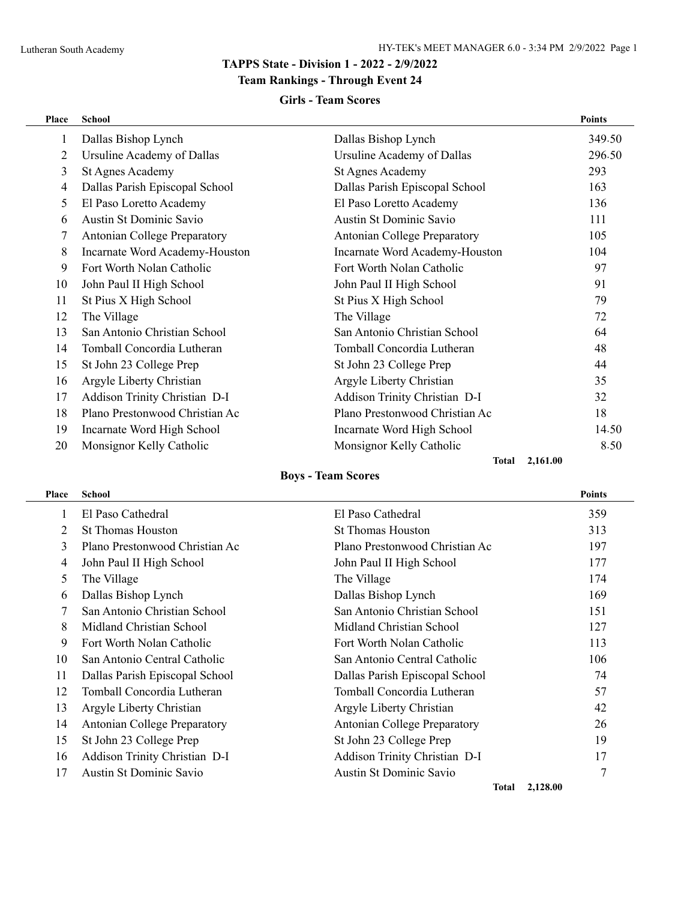## TAPPS State - Division 1 - 2022 - 2/9/2022

### Team Rankings - Through Event 24

#### Girls - Team Scores

| Place | School | | Points |
|---|---|---|---|
| 1 | Dallas Bishop Lynch | Dallas Bishop Lynch | 349.50 |
| 2 | Ursuline Academy of Dallas | Ursuline Academy of Dallas | 296.50 |
| 3 | St Agnes Academy | St Agnes Academy | 293 |
| 4 | Dallas Parish Episcopal School | Dallas Parish Episcopal School | 163 |
| 5 | El Paso Loretto Academy | El Paso Loretto Academy | 136 |
| 6 | Austin St Dominic Savio | Austin St Dominic Savio | 111 |
| 7 | Antonian College Preparatory | Antonian College Preparatory | 105 |
| 8 | Incarnate Word Academy-Houston | Incarnate Word Academy-Houston | 104 |
| 9 | Fort Worth Nolan Catholic | Fort Worth Nolan Catholic | 97 |
| 10 | John Paul II High School | John Paul II High School | 91 |
| 11 | St Pius X High School | St Pius X High School | 79 |
| 12 | The Village | The Village | 72 |
| 13 | San Antonio Christian School | San Antonio Christian School | 64 |
| 14 | Tomball Concordia Lutheran | Tomball Concordia Lutheran | 48 |
| 15 | St John 23 College Prep | St John 23 College Prep | 44 |
| 16 | Argyle Liberty Christian | Argyle Liberty Christian | 35 |
| 17 | Addison Trinity Christian D-I | Addison Trinity Christian D-I | 32 |
| 18 | Plano Prestonwood Christian Ac | Plano Prestonwood Christian Ac | 18 |
| 19 | Incarnate Word High School | Incarnate Word High School | 14.50 |
| 20 | Monsignor Kelly Catholic | Monsignor Kelly Catholic | 8.50 |
| | | **Total** | **2,161.00** |

#### Boys - Team Scores

| Place | School | | Points |
|---|---|---|---|
| 1 | El Paso Cathedral | El Paso Cathedral | 359 |
| 2 | St Thomas Houston | St Thomas Houston | 313 |
| 3 | Plano Prestonwood Christian Ac | Plano Prestonwood Christian Ac | 197 |
| 4 | John Paul II High School | John Paul II High School | 177 |
| 5 | The Village | The Village | 174 |
| 6 | Dallas Bishop Lynch | Dallas Bishop Lynch | 169 |
| 7 | San Antonio Christian School | San Antonio Christian School | 151 |
| 8 | Midland Christian School | Midland Christian School | 127 |
| 9 | Fort Worth Nolan Catholic | Fort Worth Nolan Catholic | 113 |
| 10 | San Antonio Central Catholic | San Antonio Central Catholic | 106 |
| 11 | Dallas Parish Episcopal School | Dallas Parish Episcopal School | 74 |
| 12 | Tomball Concordia Lutheran | Tomball Concordia Lutheran | 57 |
| 13 | Argyle Liberty Christian | Argyle Liberty Christian | 42 |
| 14 | Antonian College Preparatory | Antonian College Preparatory | 26 |
| 15 | St John 23 College Prep | St John 23 College Prep | 19 |
| 16 | Addison Trinity Christian D-I | Addison Trinity Christian D-I | 17 |
| 17 | Austin St Dominic Savio | Austin St Dominic Savio | 7 |
| | | **Total** | **2,128.00** |